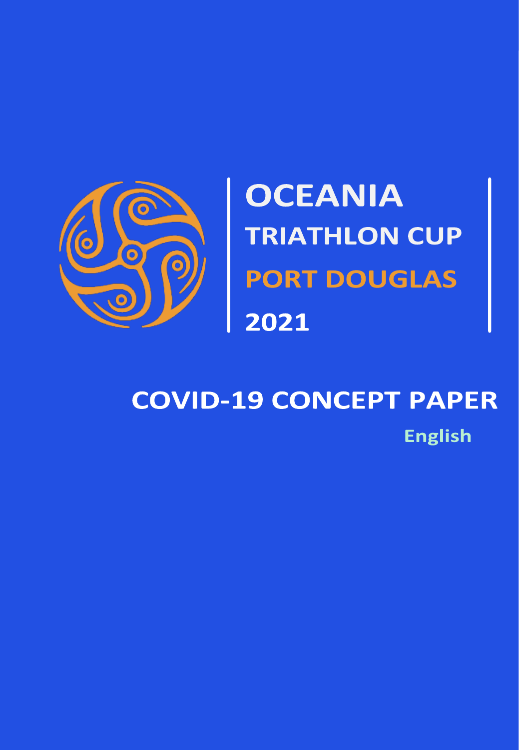# OCEANIA

## TRIATHLON CUP

## PORT DOUGLAS

## 2021

# COVID-19 CONCEPT PAPER

**English**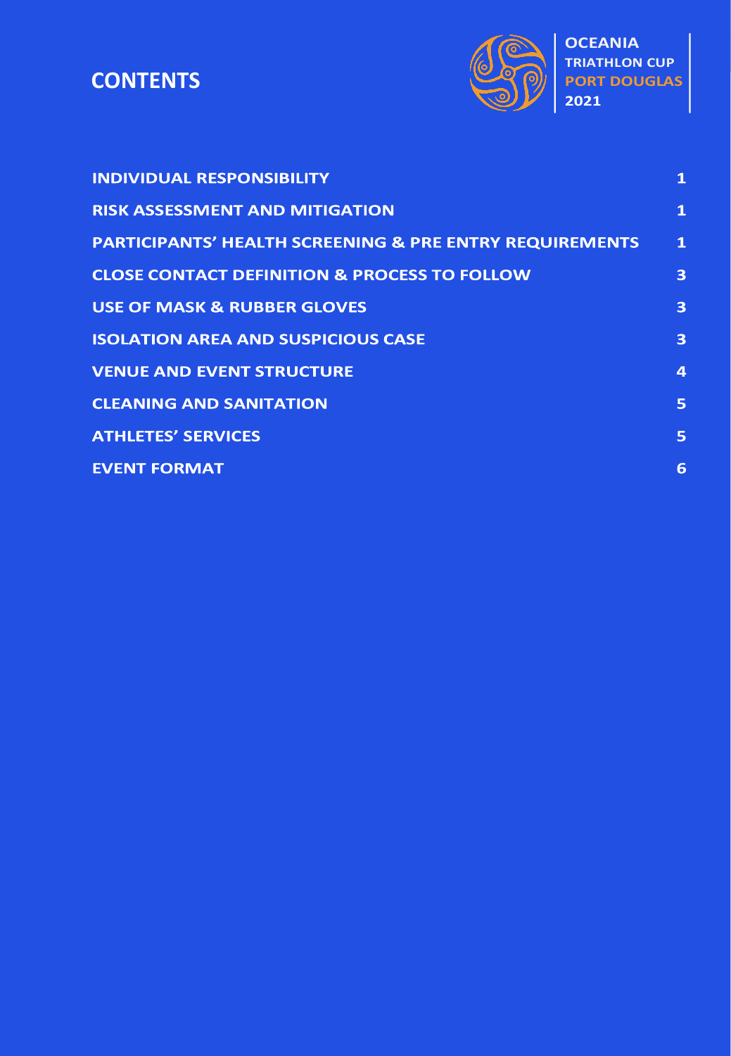# CONTENTS

OCEANIA TRIATHLON CUP PORT DOUGLAS 2021

| | |
|---|---|
| INDIVIDUAL RESPONSIBILITY | 1 |
| RISK ASSESSMENT AND MITIGATION | 1 |
| PARTICIPANTS' HEALTH SCREENING & PRE ENTRY REQUIREMENTS | 1 |
| CLOSE CONTACT DEFINITION & PROCESS TO FOLLOW | 3 |
| USE OF MASK & RUBBER GLOVES | 3 |
| ISOLATION AREA AND SUSPICIOUS CASE | 3 |
| VENUE AND EVENT STRUCTURE | 4 |
| CLEANING AND SANITATION | 5 |
| ATHLETES' SERVICES | 5 |
| EVENT FORMAT | 6 |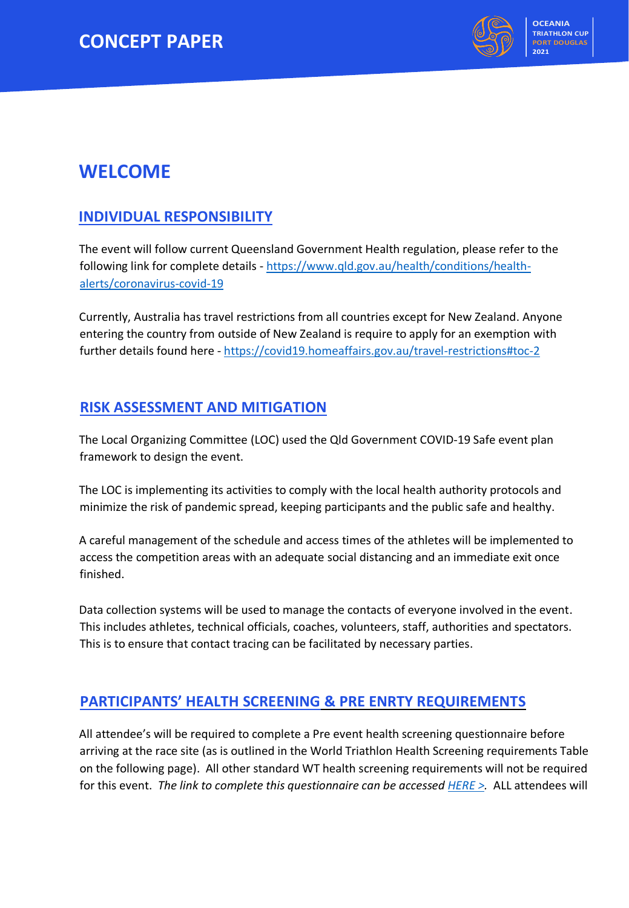# WELCOME

## INDIVIDUAL RESPONSIBILITY

The event will follow current Queensland Government Health regulation, please refer to the following link for complete details - [https://www.qld.gov.au/health/conditions/health-alerts/coronavirus-covid-19](https://www.qld.gov.au/health/conditions/health-alerts/coronavirus-covid-19)

Currently, Australia has travel restrictions from all countries except for New Zealand. Anyone entering the country from outside of New Zealand is require to apply for an exemption with further details found here - [https://covid19.homeaffairs.gov.au/travel-restrictions#toc-2](https://covid19.homeaffairs.gov.au/travel-restrictions#toc-2)

## RISK ASSESSMENT AND MITIGATION

The Local Organizing Committee (LOC) used the Qld Government COVID-19 Safe event plan framework to design the event.

The LOC is implementing its activities to comply with the local health authority protocols and minimize the risk of pandemic spread, keeping participants and the public safe and healthy.

A careful management of the schedule and access times of the athletes will be implemented to access the competition areas with an adequate social distancing and an immediate exit once finished.

Data collection systems will be used to manage the contacts of everyone involved in the event. This includes athletes, technical officials, coaches, volunteers, staff, authorities and spectators. This is to ensure that contact tracing can be facilitated by necessary parties.

## PARTICIPANTS' HEALTH SCREENING & PRE ENRTY REQUIREMENTS

All attendee's will be required to complete a Pre event health screening questionnaire before arriving at the race site (as is outlined in the World Triathlon Health Screening requirements Table on the following page). All other standard WT health screening requirements will not be required for this event. *The link to complete this questionnaire can be accessed* *HERE >.* ALL attendees will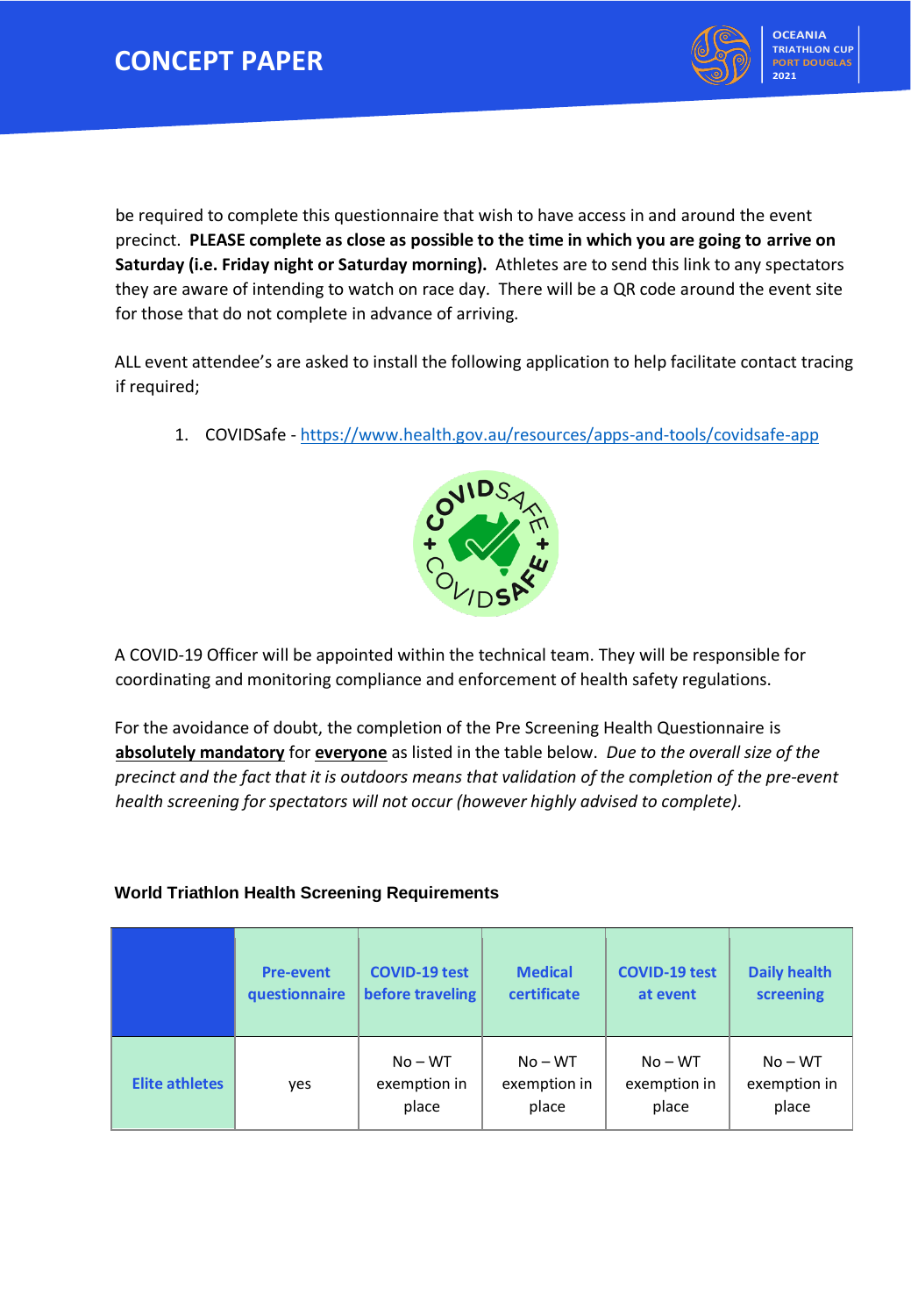be required to complete this questionnaire that wish to have access in and around the event precinct. **PLEASE complete as close as possible to the time in which you are going to arrive on Saturday (i.e. Friday night or Saturday morning).** Athletes are to send this link to any spectators they are aware of intending to watch on race day. There will be a QR code around the event site for those that do not complete in advance of arriving.

ALL event attendee's are asked to install the following application to help facilitate contact tracing if required;

1. COVIDSafe - https://www.health.gov.au/resources/apps-and-tools/covidsafe-app

A COVID-19 Officer will be appointed within the technical team. They will be responsible for coordinating and monitoring compliance and enforcement of health safety regulations.

For the avoidance of doubt, the completion of the Pre Screening Health Questionnaire is **absolutely mandatory** for **everyone** as listed in the table below. *Due to the overall size of the precinct and the fact that it is outdoors means that validation of the completion of the pre-event health screening for spectators will not occur (however highly advised to complete).*

### World Triathlon Health Screening Requirements

| | Pre-event questionnaire | COVID-19 test before traveling | Medical certificate | COVID-19 test at event | Daily health screening |
|---|---|---|---|---|---|
| Elite athletes | yes | No – WT exemption in place | No – WT exemption in place | No – WT exemption in place | No – WT exemption in place |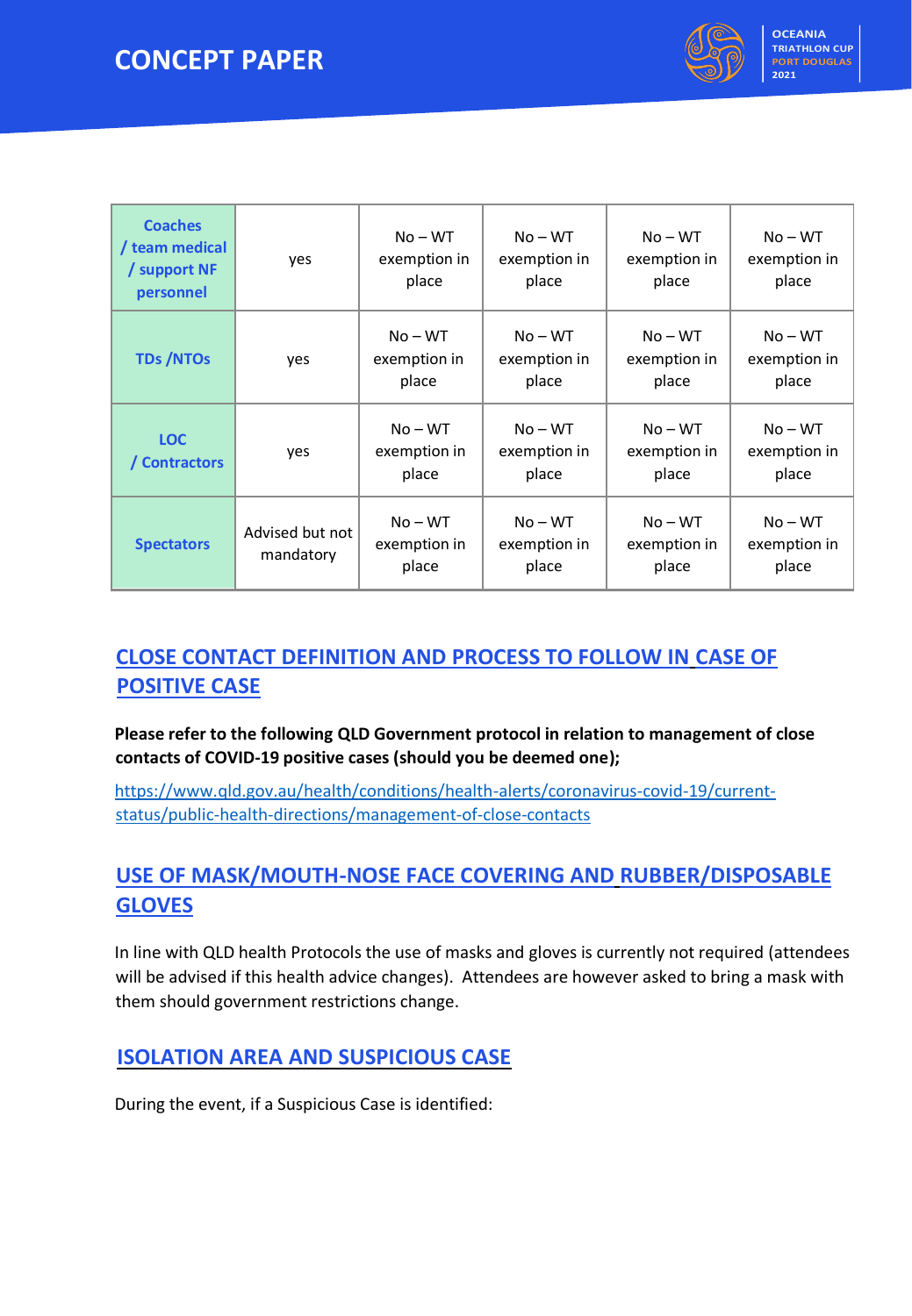| | | | | | |
|---|---|---|---|---|---|
| **Coaches / team medical / support NF personnel** | yes | No – WT exemption in place | No – WT exemption in place | No – WT exemption in place | No – WT exemption in place |
| **TDs /NTOs** | yes | No – WT exemption in place | No – WT exemption in place | No – WT exemption in place | No – WT exemption in place |
| **LOC / Contractors** | yes | No – WT exemption in place | No – WT exemption in place | No – WT exemption in place | No – WT exemption in place |
| **Spectators** | Advised but not mandatory | No – WT exemption in place | No – WT exemption in place | No – WT exemption in place | No – WT exemption in place |

## CLOSE CONTACT DEFINITION AND PROCESS TO FOLLOW IN CASE OF POSITIVE CASE

**Please refer to the following QLD Government protocol in relation to management of close contacts of COVID-19 positive cases (should you be deemed one);**

https://www.qld.gov.au/health/conditions/health-alerts/coronavirus-covid-19/current-status/public-health-directions/management-of-close-contacts

## USE OF MASK/MOUTH-NOSE FACE COVERING AND RUBBER/DISPOSABLE GLOVES

In line with QLD health Protocols the use of masks and gloves is currently not required (attendees will be advised if this health advice changes). Attendees are however asked to bring a mask with them should government restrictions change.

## ISOLATION AREA AND SUSPICIOUS CASE

During the event, if a Suspicious Case is identified: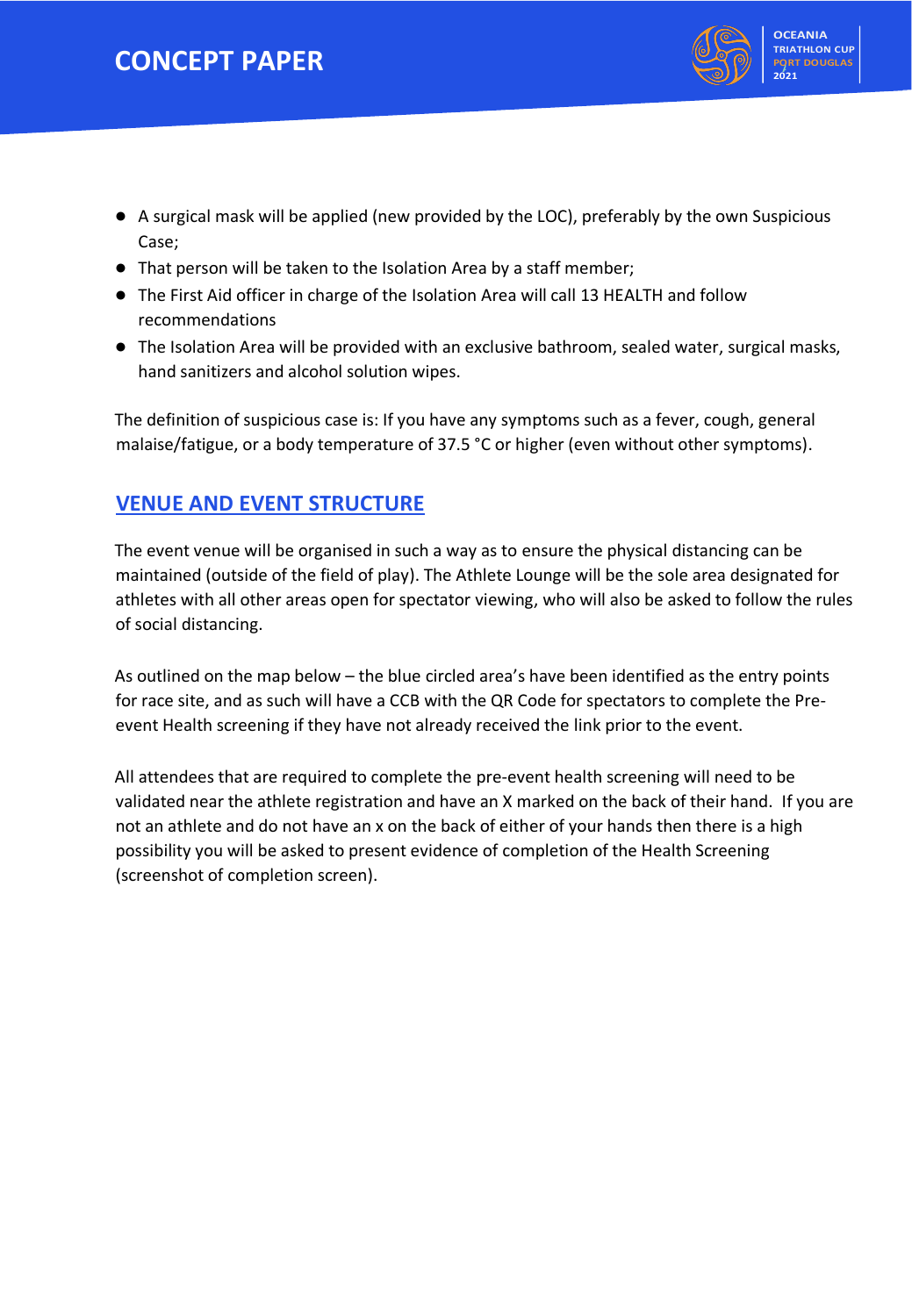- A surgical mask will be applied (new provided by the LOC), preferably by the own Suspicious Case;
- That person will be taken to the Isolation Area by a staff member;
- The First Aid officer in charge of the Isolation Area will call 13 HEALTH and follow recommendations
- The Isolation Area will be provided with an exclusive bathroom, sealed water, surgical masks, hand sanitizers and alcohol solution wipes.

The definition of suspicious case is: If you have any symptoms such as a fever, cough, general malaise/fatigue, or a body temperature of 37.5 °C or higher (even without other symptoms).

## VENUE AND EVENT STRUCTURE

The event venue will be organised in such a way as to ensure the physical distancing can be maintained (outside of the field of play). The Athlete Lounge will be the sole area designated for athletes with all other areas open for spectator viewing, who will also be asked to follow the rules of social distancing.

As outlined on the map below – the blue circled area's have been identified as the entry points for race site, and as such will have a CCB with the QR Code for spectators to complete the Pre-event Health screening if they have not already received the link prior to the event.

All attendees that are required to complete the pre-event health screening will need to be validated near the athlete registration and have an X marked on the back of their hand. If you are not an athlete and do not have an x on the back of either of your hands then there is a high possibility you will be asked to present evidence of completion of the Health Screening (screenshot of completion screen).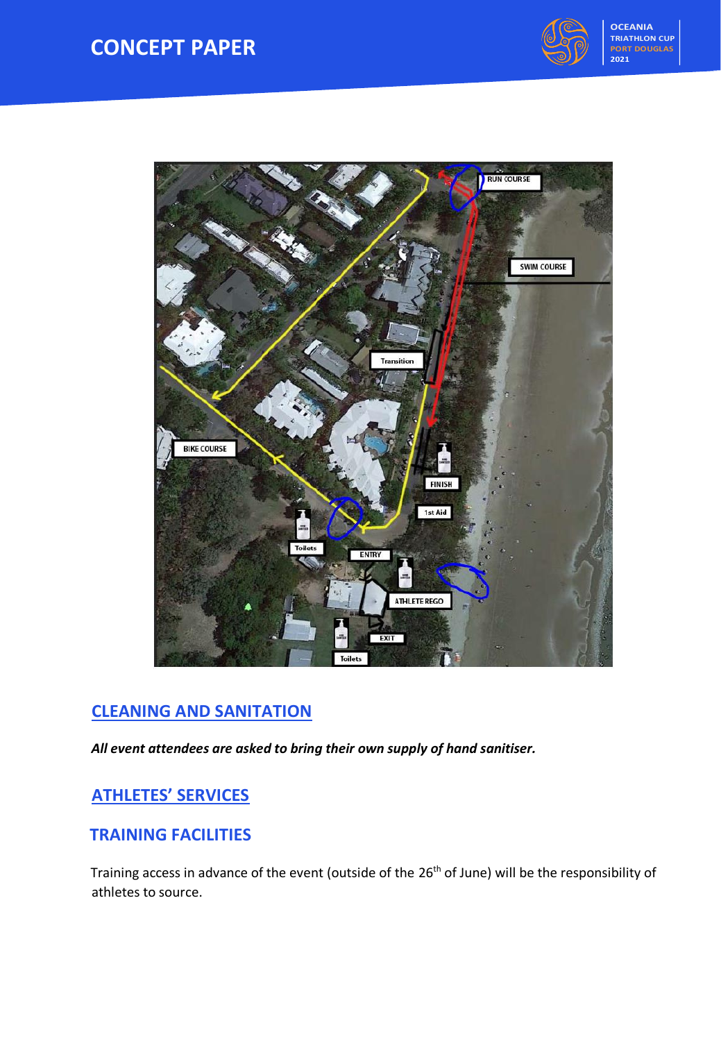## CLEANING AND SANITATION

***All event attendees are asked to bring their own supply of hand sanitiser.***

## ATHLETES' SERVICES

## TRAINING FACILITIES

Training access in advance of the event (outside of the 26th of June) will be the responsibility of athletes to source.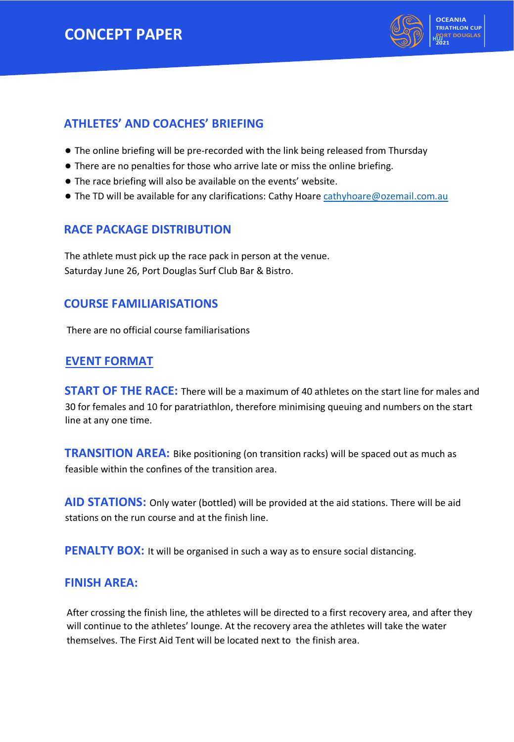# CONCEPT PAPER

## ATHLETES' AND COACHES' BRIEFING

- The online briefing will be pre-recorded with the link being released from Thursday
- There are no penalties for those who arrive late or miss the online briefing.
- The race briefing will also be available on the events' website.
- The TD will be available for any clarifications: Cathy Hoare cathyhoare@ozemail.com.au

## RACE PACKAGE DISTRIBUTION

The athlete must pick up the race pack in person at the venue.
Saturday June 26, Port Douglas Surf Club Bar & Bistro.

## COURSE FAMILIARISATIONS

There are no official course familiarisations

## EVENT FORMAT

**START OF THE RACE:** There will be a maximum of 40 athletes on the start line for males and 30 for females and 10 for paratriathlon, therefore minimising queuing and numbers on the start line at any one time.

**TRANSITION AREA:** Bike positioning (on transition racks) will be spaced out as much as feasible within the confines of the transition area.

**AID STATIONS:** Only water (bottled) will be provided at the aid stations. There will be aid stations on the run course and at the finish line.

**PENALTY BOX:** It will be organised in such a way as to ensure social distancing.

**FINISH AREA:**

After crossing the finish line, the athletes will be directed to a first recovery area, and after they will continue to the athletes' lounge. At the recovery area the athletes will take the water themselves. The First Aid Tent will be located next to the finish area.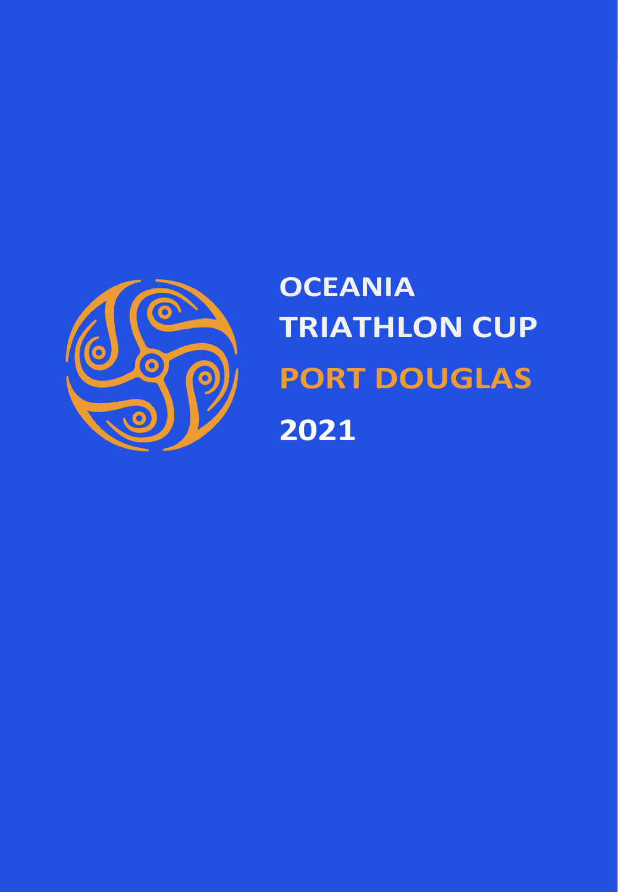# OCEANIA TRIATHLON CUP

# PORT DOUGLAS

# 2021